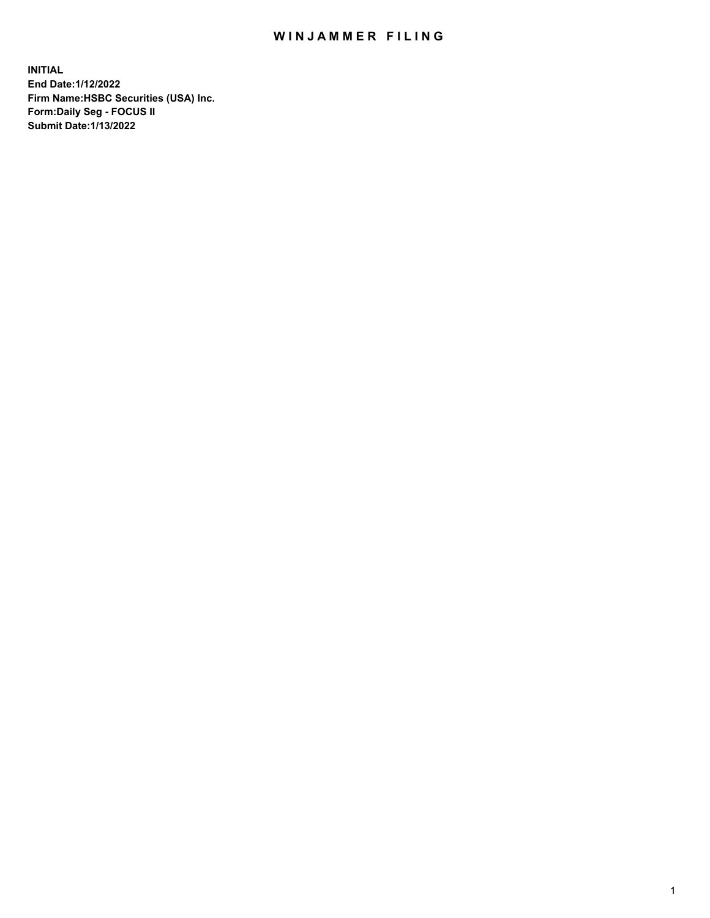# WINJAMMER FILING

**INITIAL**
**End Date:1/12/2022**
**Firm Name:HSBC Securities (USA) Inc.**
**Form:Daily Seg - FOCUS II**
**Submit Date:1/13/2022**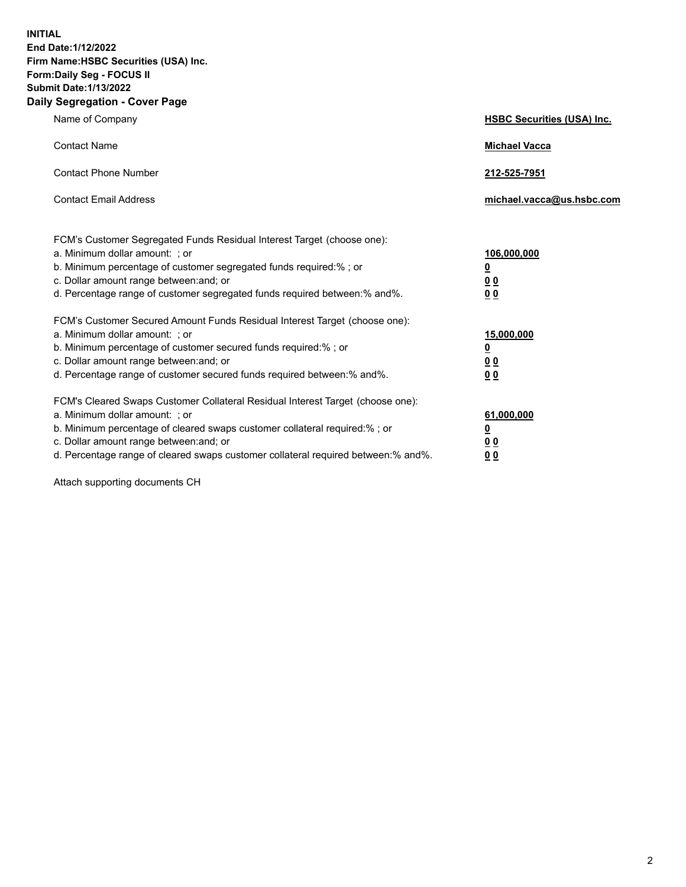**INITIAL**
**End Date:1/12/2022**
**Firm Name:HSBC Securities (USA) Inc.**
**Form:Daily Seg - FOCUS II**
**Submit Date:1/13/2022**

## Daily Segregation - Cover Page

| | |
|---|---|
| Name of Company | **HSBC Securities (USA) Inc.** |
| Contact Name | **Michael Vacca** |
| Contact Phone Number | **212-525-7951** |
| Contact Email Address | **michael.vacca@us.hsbc.com** |

| | |
|---|---|
| FCM's Customer Segregated Funds Residual Interest Target (choose one): | |
| a. Minimum dollar amount: ; or | **106,000,000** |
| b. Minimum percentage of customer segregated funds required:% ; or | **0** |
| c. Dollar amount range between:and; or | **0 0** |
| d. Percentage range of customer segregated funds required between:% and%. | **0 0** |
| FCM's Customer Secured Amount Funds Residual Interest Target (choose one): | |
| a. Minimum dollar amount: ; or | **15,000,000** |
| b. Minimum percentage of customer secured funds required:% ; or | **0** |
| c. Dollar amount range between:and; or | **0 0** |
| d. Percentage range of customer secured funds required between:% and%. | **0 0** |
| FCM's Cleared Swaps Customer Collateral Residual Interest Target (choose one): | |
| a. Minimum dollar amount: ; or | **61,000,000** |
| b. Minimum percentage of cleared swaps customer collateral required:% ; or | **0** |
| c. Dollar amount range between:and; or | **0 0** |
| d. Percentage range of cleared swaps customer collateral required between:% and%. | **0 0** |

Attach supporting documents CH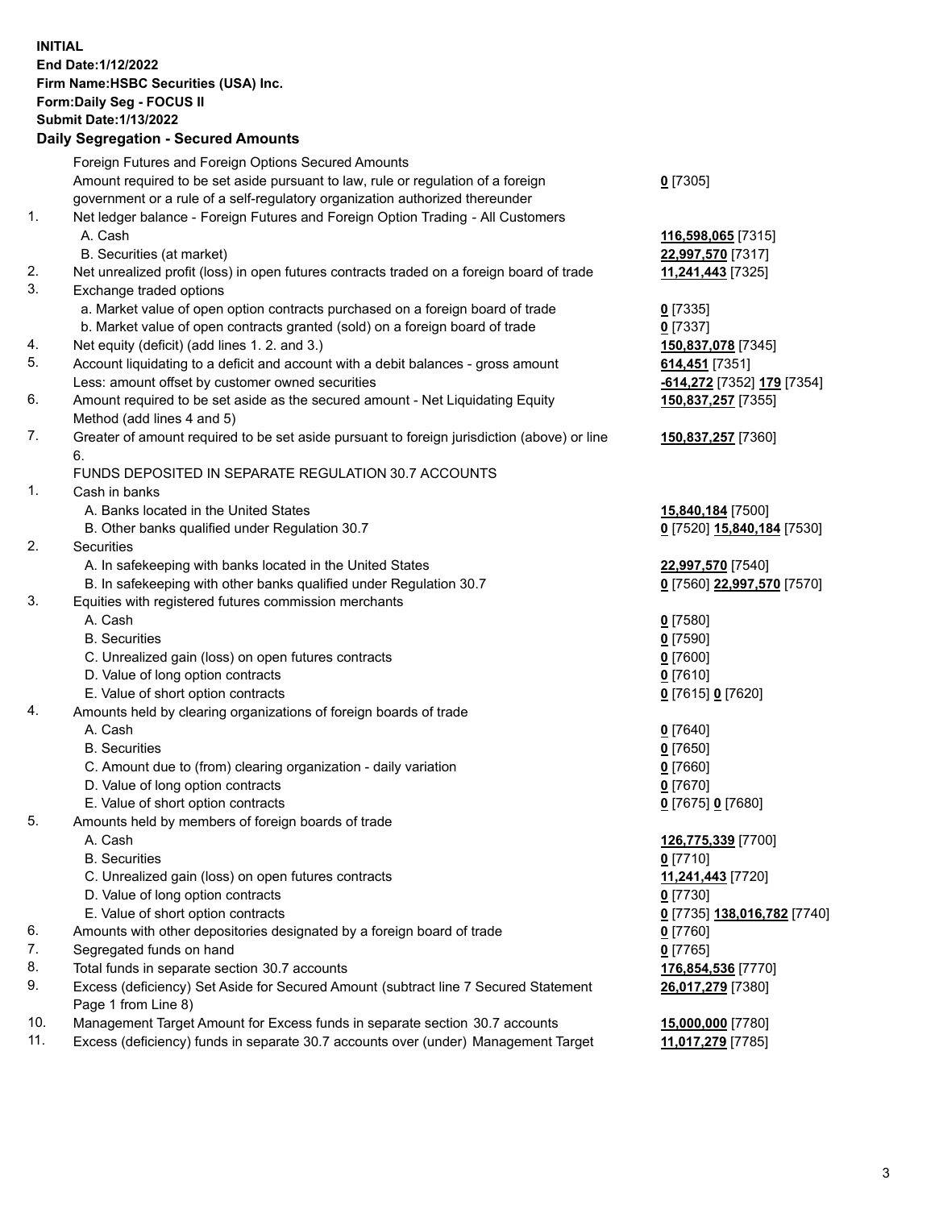**INITIAL**
**End Date:1/12/2022**
**Firm Name:HSBC Securities (USA) Inc.**
**Form:Daily Seg - FOCUS II**
**Submit Date:1/13/2022**

## Daily Segregation - Secured Amounts

| | | |
|---|---|---|
| | Foreign Futures and Foreign Options Secured Amounts | |
| | Amount required to be set aside pursuant to law, rule or regulation of a foreign government or a rule of a self-regulatory organization authorized thereunder | **0** [7305] |
| 1. | Net ledger balance - Foreign Futures and Foreign Option Trading - All Customers | |
| | A. Cash | **116,598,065** [7315] |
| | B. Securities (at market) | **22,997,570** [7317] |
| 2. | Net unrealized profit (loss) in open futures contracts traded on a foreign board of trade | **11,241,443** [7325] |
| 3. | Exchange traded options | |
| | a. Market value of open option contracts purchased on a foreign board of trade | **0** [7335] |
| | b. Market value of open contracts granted (sold) on a foreign board of trade | **0** [7337] |
| 4. | Net equity (deficit) (add lines 1. 2. and 3.) | **150,837,078** [7345] |
| 5. | Account liquidating to a deficit and account with a debit balances - gross amount | **614,451** [7351] |
| | Less: amount offset by customer owned securities | **-614,272** [7352] **179** [7354] |
| 6. | Amount required to be set aside as the secured amount - Net Liquidating Equity Method (add lines 4 and 5) | **150,837,257** [7355] |
| 7. | Greater of amount required to be set aside pursuant to foreign jurisdiction (above) or line 6. | **150,837,257** [7360] |
| | FUNDS DEPOSITED IN SEPARATE REGULATION 30.7 ACCOUNTS | |
| 1. | Cash in banks | |
| | A. Banks located in the United States | **15,840,184** [7500] |
| | B. Other banks qualified under Regulation 30.7 | **0** [7520] **15,840,184** [7530] |
| 2. | Securities | |
| | A. In safekeeping with banks located in the United States | **22,997,570** [7540] |
| | B. In safekeeping with other banks qualified under Regulation 30.7 | **0** [7560] **22,997,570** [7570] |
| 3. | Equities with registered futures commission merchants | |
| | A. Cash | **0** [7580] |
| | B. Securities | **0** [7590] |
| | C. Unrealized gain (loss) on open futures contracts | **0** [7600] |
| | D. Value of long option contracts | **0** [7610] |
| | E. Value of short option contracts | **0** [7615] **0** [7620] |
| 4. | Amounts held by clearing organizations of foreign boards of trade | |
| | A. Cash | **0** [7640] |
| | B. Securities | **0** [7650] |
| | C. Amount due to (from) clearing organization - daily variation | **0** [7660] |
| | D. Value of long option contracts | **0** [7670] |
| | E. Value of short option contracts | **0** [7675] **0** [7680] |
| 5. | Amounts held by members of foreign boards of trade | |
| | A. Cash | **126,775,339** [7700] |
| | B. Securities | **0** [7710] |
| | C. Unrealized gain (loss) on open futures contracts | **11,241,443** [7720] |
| | D. Value of long option contracts | **0** [7730] |
| | E. Value of short option contracts | **0** [7735] **138,016,782** [7740] |
| 6. | Amounts with other depositories designated by a foreign board of trade | **0** [7760] |
| 7. | Segregated funds on hand | **0** [7765] |
| 8. | Total funds in separate section 30.7 accounts | **176,854,536** [7770] |
| 9. | Excess (deficiency) Set Aside for Secured Amount (subtract line 7 Secured Statement Page 1 from Line 8) | **26,017,279** [7380] |
| 10. | Management Target Amount for Excess funds in separate section 30.7 accounts | **15,000,000** [7780] |
| 11. | Excess (deficiency) funds in separate 30.7 accounts over (under) Management Target | **11,017,279** [7785] |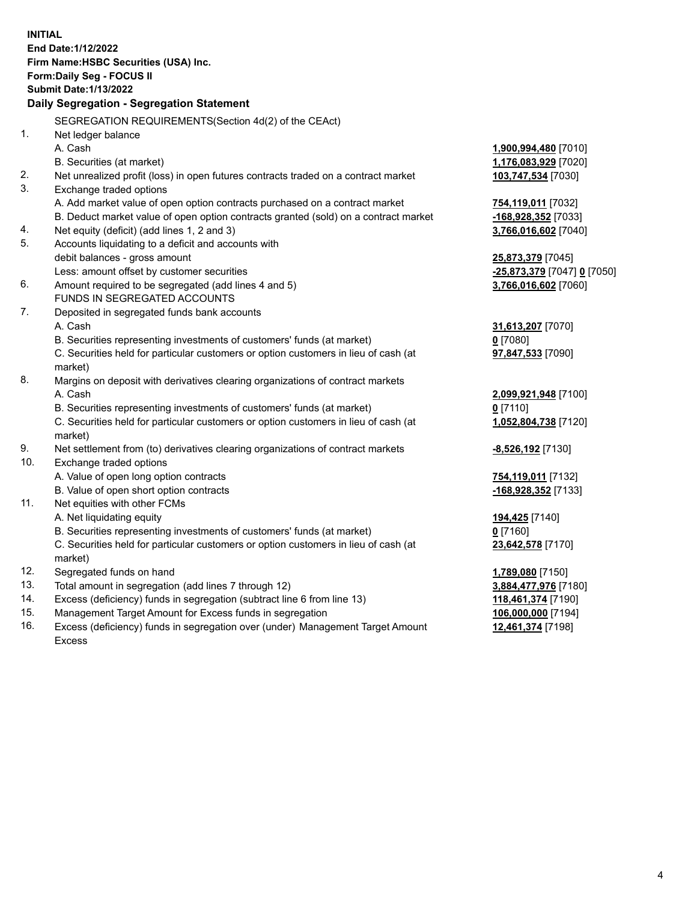**INITIAL**
**End Date:1/12/2022**
**Firm Name:HSBC Securities (USA) Inc.**
**Form:Daily Seg - FOCUS II**
**Submit Date:1/13/2022**

## Daily Segregation - Segregation Statement

| | | |
|---|---|---|
| | SEGREGATION REQUIREMENTS(Section 4d(2) of the CEAct) | |
| 1. | Net ledger balance | |
| | A. Cash | **1,900,994,480** [7010] |
| | B. Securities (at market) | **1,176,083,929** [7020] |
| 2. | Net unrealized profit (loss) in open futures contracts traded on a contract market | **103,747,534** [7030] |
| 3. | Exchange traded options | |
| | A. Add market value of open option contracts purchased on a contract market | **754,119,011** [7032] |
| | B. Deduct market value of open option contracts granted (sold) on a contract market | **-168,928,352** [7033] |
| 4. | Net equity (deficit) (add lines 1, 2 and 3) | **3,766,016,602** [7040] |
| 5. | Accounts liquidating to a deficit and accounts with debit balances - gross amount | **25,873,379** [7045] |
| | Less: amount offset by customer securities | **-25,873,379** [7047] **0** [7050] |
| 6. | Amount required to be segregated (add lines 4 and 5) | **3,766,016,602** [7060] |
| | FUNDS IN SEGREGATED ACCOUNTS | |
| 7. | Deposited in segregated funds bank accounts | |
| | A. Cash | **31,613,207** [7070] |
| | B. Securities representing investments of customers' funds (at market) | **0** [7080] |
| | C. Securities held for particular customers or option customers in lieu of cash (at market) | **97,847,533** [7090] |
| 8. | Margins on deposit with derivatives clearing organizations of contract markets | |
| | A. Cash | **2,099,921,948** [7100] |
| | B. Securities representing investments of customers' funds (at market) | **0** [7110] |
| | C. Securities held for particular customers or option customers in lieu of cash (at market) | **1,052,804,738** [7120] |
| 9. | Net settlement from (to) derivatives clearing organizations of contract markets | **-8,526,192** [7130] |
| 10. | Exchange traded options | |
| | A. Value of open long option contracts | **754,119,011** [7132] |
| | B. Value of open short option contracts | **-168,928,352** [7133] |
| 11. | Net equities with other FCMs | |
| | A. Net liquidating equity | **194,425** [7140] |
| | B. Securities representing investments of customers' funds (at market) | **0** [7160] |
| | C. Securities held for particular customers or option customers in lieu of cash (at market) | **23,642,578** [7170] |
| 12. | Segregated funds on hand | **1,789,080** [7150] |
| 13. | Total amount in segregation (add lines 7 through 12) | **3,884,477,976** [7180] |
| 14. | Excess (deficiency) funds in segregation (subtract line 6 from line 13) | **118,461,374** [7190] |
| 15. | Management Target Amount for Excess funds in segregation | **106,000,000** [7194] |
| 16. | Excess (deficiency) funds in segregation over (under) Management Target Amount Excess | **12,461,374** [7198] |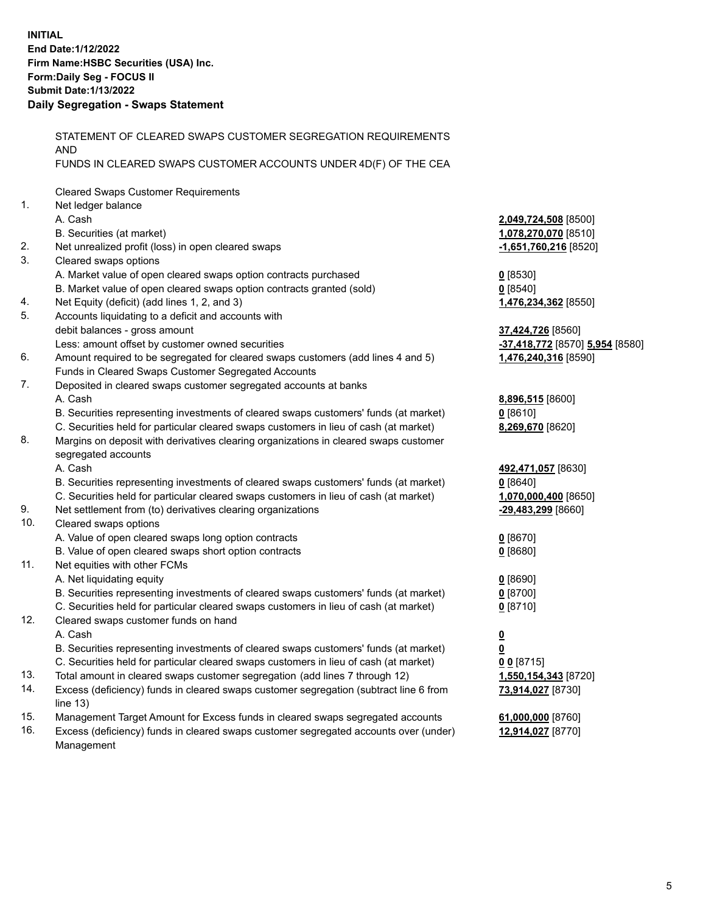**INITIAL**
**End Date:1/12/2022**
**Firm Name:HSBC Securities (USA) Inc.**
**Form:Daily Seg - FOCUS II**
**Submit Date:1/13/2022**
**Daily Segregation - Swaps Statement**

STATEMENT OF CLEARED SWAPS CUSTOMER SEGREGATION REQUIREMENTS AND
FUNDS IN CLEARED SWAPS CUSTOMER ACCOUNTS UNDER 4D(F) OF THE CEA

| | | |
|---|---|---|
| | Cleared Swaps Customer Requirements | |
| 1. | Net ledger balance | |
| | A. Cash | **2,049,724,508** [8500] |
| | B. Securities (at market) | **1,078,270,070** [8510] |
| 2. | Net unrealized profit (loss) in open cleared swaps | **-1,651,760,216** [8520] |
| 3. | Cleared swaps options | |
| | A. Market value of open cleared swaps option contracts purchased | **0** [8530] |
| | B. Market value of open cleared swaps option contracts granted (sold) | **0** [8540] |
| 4. | Net Equity (deficit) (add lines 1, 2, and 3) | **1,476,234,362** [8550] |
| 5. | Accounts liquidating to a deficit and accounts with | |
| | debit balances - gross amount | **37,424,726** [8560] |
| | Less: amount offset by customer owned securities | **-37,418,772** [8570] **5,954** [8580] |
| 6. | Amount required to be segregated for cleared swaps customers (add lines 4 and 5) | **1,476,240,316** [8590] |
| | Funds in Cleared Swaps Customer Segregated Accounts | |
| 7. | Deposited in cleared swaps customer segregated accounts at banks | |
| | A. Cash | **8,896,515** [8600] |
| | B. Securities representing investments of cleared swaps customers' funds (at market) | **0** [8610] |
| | C. Securities held for particular cleared swaps customers in lieu of cash (at market) | **8,269,670** [8620] |
| 8. | Margins on deposit with derivatives clearing organizations in cleared swaps customer segregated accounts | |
| | A. Cash | **492,471,057** [8630] |
| | B. Securities representing investments of cleared swaps customers' funds (at market) | **0** [8640] |
| | C. Securities held for particular cleared swaps customers in lieu of cash (at market) | **1,070,000,400** [8650] |
| 9. | Net settlement from (to) derivatives clearing organizations | **-29,483,299** [8660] |
| 10. | Cleared swaps options | |
| | A. Value of open cleared swaps long option contracts | **0** [8670] |
| | B. Value of open cleared swaps short option contracts | **0** [8680] |
| 11. | Net equities with other FCMs | |
| | A. Net liquidating equity | **0** [8690] |
| | B. Securities representing investments of cleared swaps customers' funds (at market) | **0** [8700] |
| | C. Securities held for particular cleared swaps customers in lieu of cash (at market) | **0** [8710] |
| 12. | Cleared swaps customer funds on hand | |
| | A. Cash | **0** |
| | B. Securities representing investments of cleared swaps customers' funds (at market) | **0** |
| | C. Securities held for particular cleared swaps customers in lieu of cash (at market) | **0** **0** [8715] |
| 13. | Total amount in cleared swaps customer segregation (add lines 7 through 12) | **1,550,154,343** [8720] |
| 14. | Excess (deficiency) funds in cleared swaps customer segregation (subtract line 6 from line 13) | **73,914,027** [8730] |
| 15. | Management Target Amount for Excess funds in cleared swaps segregated accounts | **61,000,000** [8760] |
| 16. | Excess (deficiency) funds in cleared swaps customer segregated accounts over (under) Management | **12,914,027** [8770] |